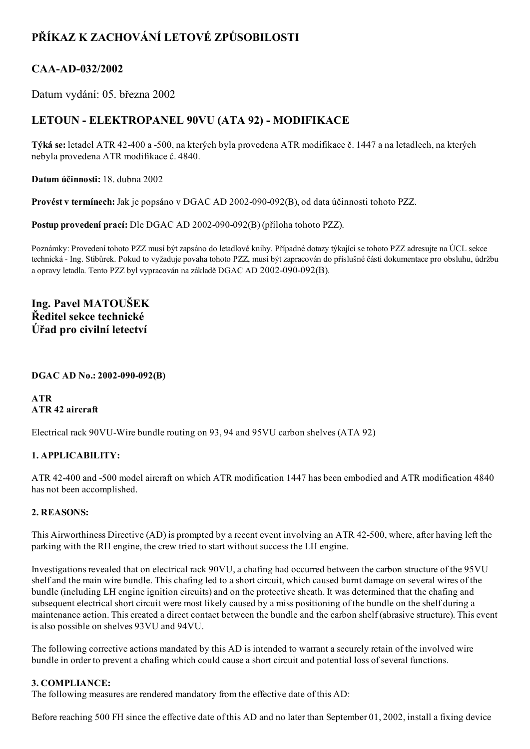# PŘÍKAZ K ZACHOVÁNÍ LETOVÉ ZPŮSOBILOSTI

## CAA-AD-032/2002

Datum vydání: 05. března 2002

## LETOUN - ELEKTROPANEL 90VU (ATA 92) - MODIFIKACE

**Týká se:** letadel ATR 42-400 a -500, na kterých byla provedena ATR modifikace č. 1447 a na letadlech, na kterých nebyla provedena ATR modifikace č. 4840.

**Datum účinnosti:** 18. dubna 2002

**Provést v termínech:** Jak je popsáno v DGAC AD 2002-090-092(B), od data účinnosti tohoto PZZ.

**Postup provedení prací:** Dle DGAC AD 2002-090-092(B) (příloha tohoto PZZ).

Poznámky: Provedení tohoto PZZ musí být zapsáno do letadlové knihy. Případné dotazy týkající se tohoto PZZ adresujte na ÚCL sekce technická - Ing. Stibůrek. Pokud to vyžaduje povaha tohoto PZZ, musí být zapracován do příslušné části dokumentace pro obsluhu, údržbu a opravy letadla. Tento PZZ byl vypracován na základě DGAC AD 2002-090-092(B).

**Ing. Pavel MATOUŠEK**
**Ředitel sekce technické**
**Úřad pro civilní letectví**

**DGAC AD No.: 2002-090-092(B)**

**ATR**
**ATR 42 aircraft**

Electrical rack 90VU-Wire bundle routing on 93, 94 and 95VU carbon shelves (ATA 92)

**1. APPLICABILITY:**

ATR 42-400 and -500 model aircraft on which ATR modification 1447 has been embodied and ATR modification 4840 has not been accomplished.

**2. REASONS:**

This Airworthiness Directive (AD) is prompted by a recent event involving an ATR 42-500, where, after having left the parking with the RH engine, the crew tried to start without success the LH engine.

Investigations revealed that on electrical rack 90VU, a chafing had occurred between the carbon structure of the 95VU shelf and the main wire bundle. This chafing led to a short circuit, which caused burnt damage on several wires of the bundle (including LH engine ignition circuits) and on the protective sheath. It was determined that the chafing and subsequent electrical short circuit were most likely caused by a miss positioning of the bundle on the shelf during a maintenance action. This created a direct contact between the bundle and the carbon shelf (abrasive structure). This event is also possible on shelves 93VU and 94VU.

The following corrective actions mandated by this AD is intended to warrant a securely retain of the involved wire bundle in order to prevent a chafing which could cause a short circuit and potential loss of several functions.

**3. COMPLIANCE:**
The following measures are rendered mandatory from the effective date of this AD:

Before reaching 500 FH since the effective date of this AD and no later than September 01, 2002, install a fixing device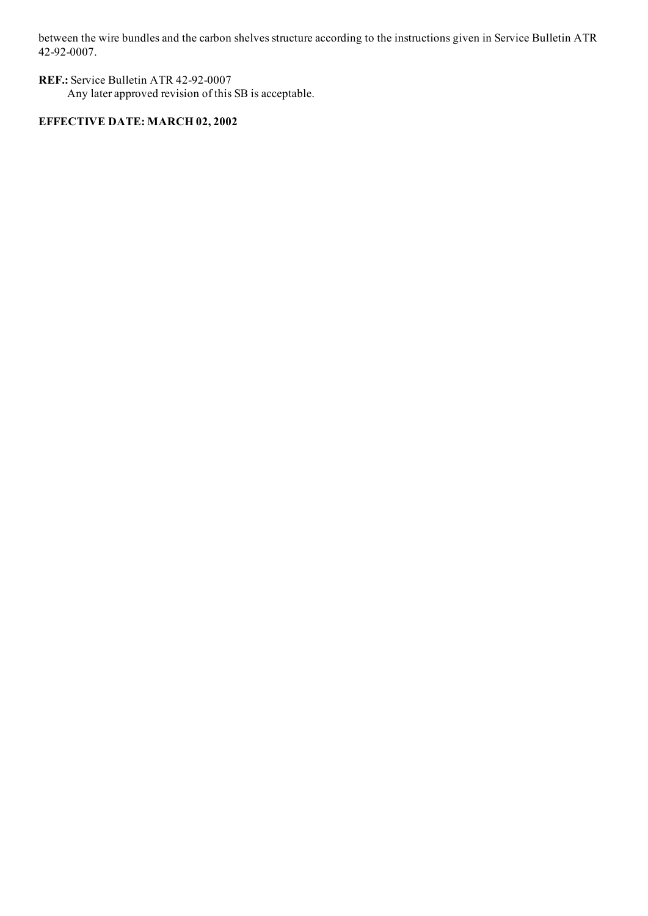between the wire bundles and the carbon shelves structure according to the instructions given in Service Bulletin ATR 42-92-0007.

**REF.:** Service Bulletin ATR 42-92-0007
Any later approved revision of this SB is acceptable.

**EFFECTIVE DATE: MARCH 02, 2002**